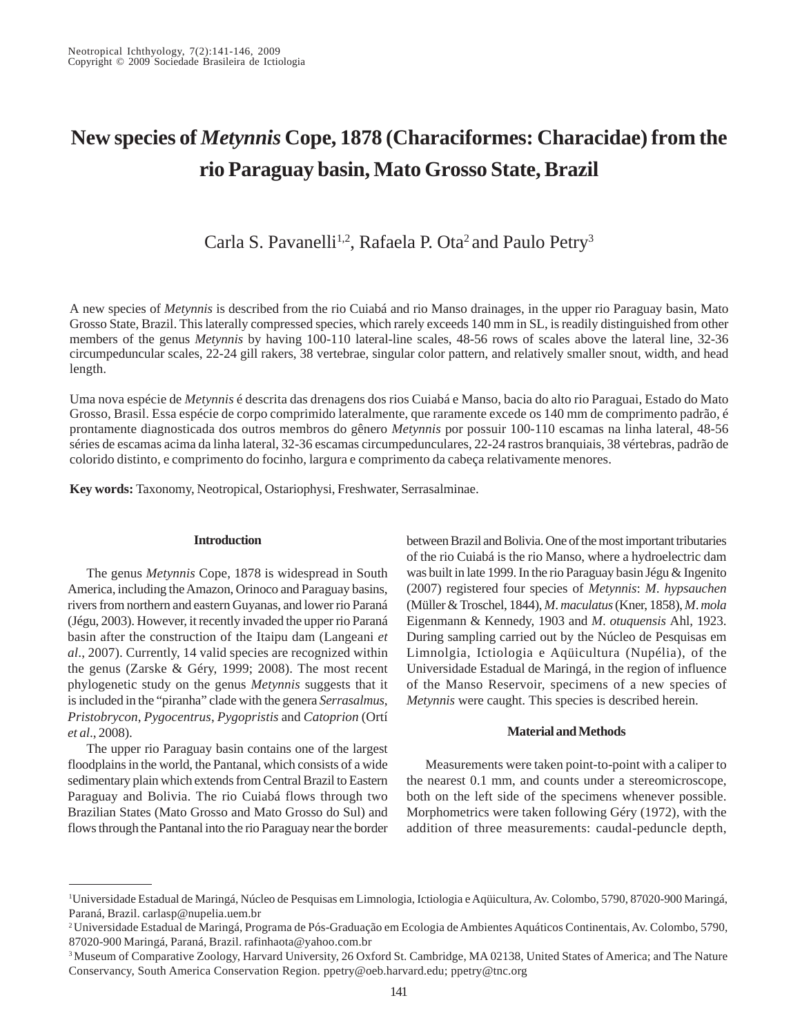# New species of *Metynnis* Cope, 1878 (Characiformes: Characidae) from the rio Paraguay basin, Mato Grosso State, Brazil

Carla S. Pavanelli[1,2], Rafaela P. Ota[2] and Paulo Petry[3]

A new species of *Metynnis* is described from the rio Cuiabá and rio Manso drainages, in the upper rio Paraguay basin, Mato Grosso State, Brazil. This laterally compressed species, which rarely exceeds 140 mm in SL, is readily distinguished from other members of the genus *Metynnis* by having 100-110 lateral-line scales, 48-56 rows of scales above the lateral line, 32-36 circumpeduncular scales, 22-24 gill rakers, 38 vertebrae, singular color pattern, and relatively smaller snout, width, and head length.

Uma nova espécie de *Metynnis* é descrita das drenagens dos rios Cuiabá e Manso, bacia do alto rio Paraguai, Estado do Mato Grosso, Brasil. Essa espécie de corpo comprimido lateralmente, que raramente excede os 140 mm de comprimento padrão, é prontamente diagnosticada dos outros membros do gênero *Metynnis* por possuir 100-110 escamas na linha lateral, 48-56 séries de escamas acima da linha lateral, 32-36 escamas circumpedunculares, 22-24 rastros branquiais, 38 vértebras, padrão de colorido distinto, e comprimento do focinho, largura e comprimento da cabeça relativamente menores.

**Key words:** Taxonomy, Neotropical, Ostariophysi, Freshwater, Serrasalminae.

## Introduction

The genus *Metynnis* Cope, 1878 is widespread in South America, including the Amazon, Orinoco and Paraguay basins, rivers from northern and eastern Guyanas, and lower rio Paraná (Jégu, 2003). However, it recently invaded the upper rio Paraná basin after the construction of the Itaipu dam (Langeani *et al*., 2007). Currently, 14 valid species are recognized within the genus (Zarske & Géry, 1999; 2008). The most recent phylogenetic study on the genus *Metynnis* suggests that it is included in the "piranha" clade with the genera *Serrasalmus*, *Pristobrycon*, *Pygocentrus*, *Pygopristis* and *Catoprion* (Ortí *et al*., 2008).

The upper rio Paraguay basin contains one of the largest floodplains in the world, the Pantanal, which consists of a wide sedimentary plain which extends from Central Brazil to Eastern Paraguay and Bolivia. The rio Cuiabá flows through two Brazilian States (Mato Grosso and Mato Grosso do Sul) and flows through the Pantanal into the rio Paraguay near the border between Brazil and Bolivia. One of the most important tributaries of the rio Cuiabá is the rio Manso, where a hydroelectric dam was built in late 1999. In the rio Paraguay basin Jégu & Ingenito (2007) registered four species of *Metynnis*: *M*. *hypsauchen* (Müller & Troschel, 1844), *M*. *maculatus* (Kner, 1858), *M*. *mola* Eigenmann & Kennedy, 1903 and *M*. *otuquensis* Ahl, 1923. During sampling carried out by the Núcleo de Pesquisas em Limnolgia, Ictiologia e Aqüicultura (Nupélia), of the Universidade Estadual de Maringá, in the region of influence of the Manso Reservoir, specimens of a new species of *Metynnis* were caught. This species is described herein.

## Material and Methods

Measurements were taken point-to-point with a caliper to the nearest 0.1 mm, and counts under a stereomicroscope, both on the left side of the specimens whenever possible. Morphometrics were taken following Géry (1972), with the addition of three measurements: caudal-peduncle depth,

---

[1] Universidade Estadual de Maringá, Núcleo de Pesquisas em Limnologia, Ictiologia e Aqüicultura, Av. Colombo, 5790, 87020-900 Maringá, Paraná, Brazil. carlasp@nupelia.uem.br

[2] Universidade Estadual de Maringá, Programa de Pós-Graduação em Ecologia de Ambientes Aquáticos Continentais, Av. Colombo, 5790, 87020-900 Maringá, Paraná, Brazil. rafinhaota@yahoo.com.br

[3] Museum of Comparative Zoology, Harvard University, 26 Oxford St. Cambridge, MA 02138, United States of America; and The Nature Conservancy, South America Conservation Region. ppetry@oeb.harvard.edu; ppetry@tnc.org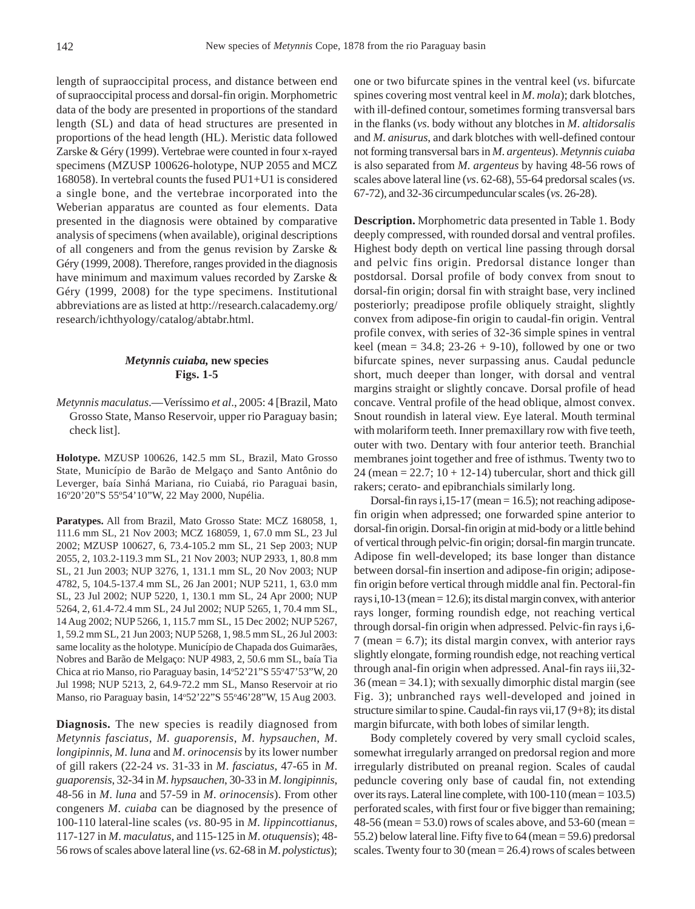length of supraoccipital process, and distance between end of supraoccipital process and dorsal-fin origin. Morphometric data of the body are presented in proportions of the standard length (SL) and data of head structures are presented in proportions of the head length (HL). Meristic data followed Zarske & Géry (1999). Vertebrae were counted in four x-rayed specimens (MZUSP 100626-holotype, NUP 2055 and MCZ 168058). In vertebral counts the fused PU1+U1 is considered a single bone, and the vertebrae incorporated into the Weberian apparatus are counted as four elements. Data presented in the diagnosis were obtained by comparative analysis of specimens (when available), original descriptions of all congeners and from the genus revision by Zarske & Géry (1999, 2008). Therefore, ranges provided in the diagnosis have minimum and maximum values recorded by Zarske & Géry (1999, 2008) for the type specimens. Institutional abbreviations are as listed at http://research.calacademy.org/research/ichthyology/catalog/abtabr.html.

### *Metynnis cuiaba*, new species
**Figs. 1-5**

*Metynnis maculatus*.—Veríssimo *et al*., 2005: 4 [Brazil, Mato Grosso State, Manso Reservoir, upper rio Paraguay basin; check list].

**Holotype.** MZUSP 100626, 142.5 mm SL, Brazil, Mato Grosso State, Município de Barão de Melgaço and Santo Antônio do Leverger, baía Sinhá Mariana, rio Cuiabá, rio Paraguai basin, 16º20'20"S 55º54'10"W, 22 May 2000, Nupélia.

**Paratypes.** All from Brazil, Mato Grosso State: MCZ 168058, 1, 111.6 mm SL, 21 Nov 2003; MCZ 168059, 1, 67.0 mm SL, 23 Jul 2002; MZUSP 100627, 6, 73.4-105.2 mm SL, 21 Sep 2003; NUP 2055, 2, 103.2-119.3 mm SL, 21 Nov 2003; NUP 2933, 1, 80.8 mm SL, 21 Jun 2003; NUP 3276, 1, 131.1 mm SL, 20 Nov 2003; NUP 4782, 5, 104.5-137.4 mm SL, 26 Jan 2001; NUP 5211, 1, 63.0 mm SL, 23 Jul 2002; NUP 5220, 1, 130.1 mm SL, 24 Apr 2000; NUP 5264, 2, 61.4-72.4 mm SL, 24 Jul 2002; NUP 5265, 1, 70.4 mm SL, 14 Aug 2002; NUP 5266, 1, 115.7 mm SL, 15 Dec 2002; NUP 5267, 1, 59.2 mm SL, 21 Jun 2003; NUP 5268, 1, 98.5 mm SL, 26 Jul 2003: same locality as the holotype. Município de Chapada dos Guimarães, Nobres and Barão de Melgaço: NUP 4983, 2, 50.6 mm SL, baía Tia Chica at rio Manso, rio Paraguay basin, 14º52'21"S 55º47'53"W, 20 Jul 1998; NUP 5213, 2, 64.9-72.2 mm SL, Manso Reservoir at rio Manso, rio Paraguay basin, 14º52'22"S 55º46'28"W, 15 Aug 2003.

**Diagnosis.** The new species is readily diagnosed from *Metynnis fasciatus*, *M. guaporensis*, *M. hypsauchen*, *M. longipinnis*, *M. luna* and *M. orinocensis* by its lower number of gill rakers (22-24 *vs*. 31-33 in *M. fasciatus*, 47-65 in *M. guaporensis*, 32-34 in *M. hypsauchen*, 30-33 in *M. longipinnis*, 48-56 in *M. luna* and 57-59 in *M. orinocensis*). From other congeners *M. cuiaba* can be diagnosed by the presence of 100-110 lateral-line scales (*vs*. 80-95 in *M. lippincottianus*, 117-127 in *M. maculatus*, and 115-125 in *M. otuquensis*); 48-56 rows of scales above lateral line (*vs*. 62-68 in *M. polystictus*); one or two bifurcate spines in the ventral keel (*vs*. bifurcate spines covering most ventral keel in *M. mola*); dark blotches, with ill-defined contour, sometimes forming transversal bars in the flanks (*vs*. body without any blotches in *M. altidorsalis* and *M. anisurus*, and dark blotches with well-defined contour not forming transversal bars in *M. argenteus*). *Metynnis cuiaba* is also separated from *M. argenteus* by having 48-56 rows of scales above lateral line (*vs*. 62-68), 55-64 predorsal scales (*vs*. 67-72), and 32-36 circumpeduncular scales (*vs*. 26-28).

**Description.** Morphometric data presented in Table 1. Body deeply compressed, with rounded dorsal and ventral profiles. Highest body depth on vertical line passing through dorsal and pelvic fins origin. Predorsal distance longer than postdorsal. Dorsal profile of body convex from snout to dorsal-fin origin; dorsal fin with straight base, very inclined posteriorly; preadipose profile obliquely straight, slightly convex from adipose-fin origin to caudal-fin origin. Ventral profile convex, with series of 32-36 simple spines in ventral keel (mean = 34.8; 23-26 + 9-10), followed by one or two bifurcate spines, never surpassing anus. Caudal peduncle short, much deeper than longer, with dorsal and ventral margins straight or slightly concave. Dorsal profile of head concave. Ventral profile of the head oblique, almost convex. Snout roundish in lateral view. Eye lateral. Mouth terminal with molariform teeth. Inner premaxillary row with five teeth, outer with two. Dentary with four anterior teeth. Branchial membranes joint together and free of isthmus. Twenty two to 24 (mean = 22.7; 10 + 12-14) tubercular, short and thick gill rakers; cerato- and epibranchials similarly long.

Dorsal-fin rays i,15-17 (mean = 16.5); not reaching adipose-fin origin when adpressed; one forwarded spine anterior to dorsal-fin origin. Dorsal-fin origin at mid-body or a little behind of vertical through pelvic-fin origin; dorsal-fin margin truncate. Adipose fin well-developed; its base longer than distance between dorsal-fin insertion and adipose-fin origin; adipose-fin origin before vertical through middle anal fin. Pectoral-fin rays i,10-13 (mean = 12.6); its distal margin convex, with anterior rays longer, forming roundish edge, not reaching vertical through dorsal-fin origin when adpressed. Pelvic-fin rays i,6-7 (mean = 6.7); its distal margin convex, with anterior rays slightly elongate, forming roundish edge, not reaching vertical through anal-fin origin when adpressed. Anal-fin rays iii,32-36 (mean = 34.1); with sexually dimorphic distal margin (see Fig. 3); unbranched rays well-developed and joined in structure similar to spine. Caudal-fin rays vii,17 (9+8); its distal margin bifurcate, with both lobes of similar length.

Body completely covered by very small cycloid scales, somewhat irregularly arranged on predorsal region and more irregularly distributed on preanal region. Scales of caudal peduncle covering only base of caudal fin, not extending over its rays. Lateral line complete, with 100-110 (mean = 103.5) perforated scales, with first four or five bigger than remaining; 48-56 (mean = 53.0) rows of scales above, and 53-60 (mean = 55.2) below lateral line. Fifty five to 64 (mean = 59.6) predorsal scales. Twenty four to 30 (mean = 26.4) rows of scales between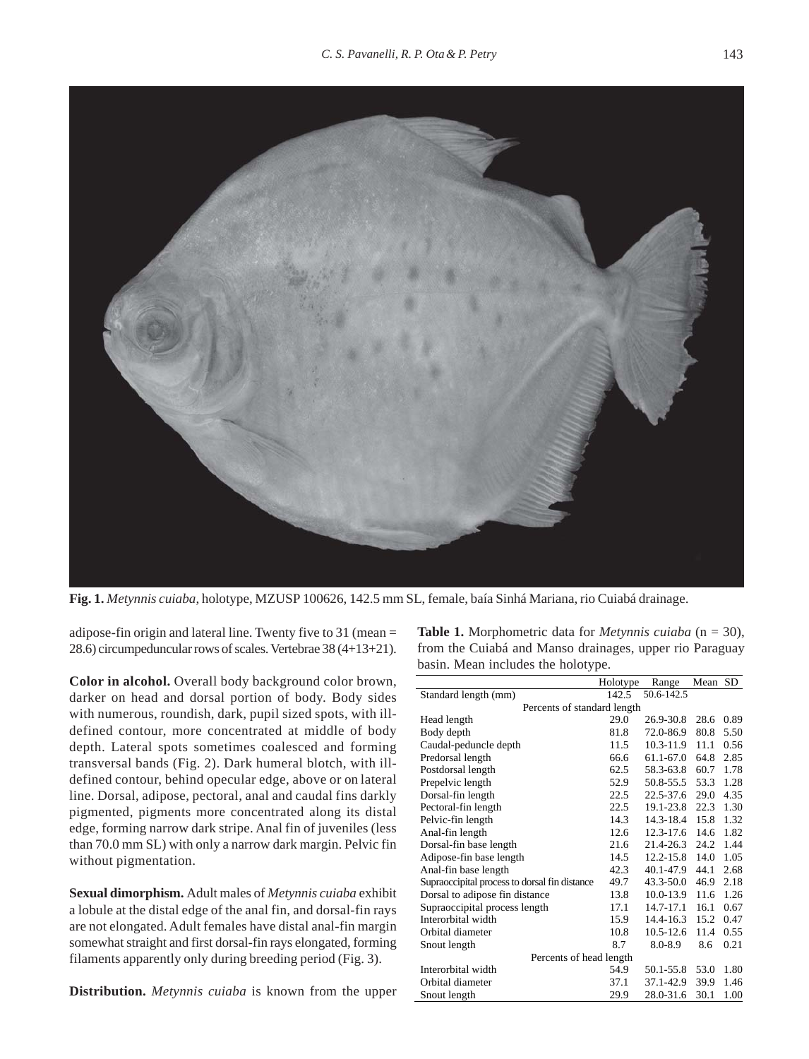**Fig. 1.** *Metynnis cuiaba*, holotype, MZUSP 100626, 142.5 mm SL, female, baía Sinhá Mariana, rio Cuiabá drainage.

adipose-fin origin and lateral line. Twenty five to 31 (mean = 28.6) circumpeduncular rows of scales. Vertebrae 38 (4+13+21).

**Color in alcohol.** Overall body background color brown, darker on head and dorsal portion of body. Body sides with numerous, roundish, dark, pupil sized spots, with ill-defined contour, more concentrated at middle of body depth. Lateral spots sometimes coalesced and forming transversal bands (Fig. 2). Dark humeral blotch, with ill-defined contour, behind opecular edge, above or on lateral line. Dorsal, adipose, pectoral, anal and caudal fins darkly pigmented, pigments more concentrated along its distal edge, forming narrow dark stripe. Anal fin of juveniles (less than 70.0 mm SL) with only a narrow dark margin. Pelvic fin without pigmentation.

**Sexual dimorphism.** Adult males of *Metynnis cuiaba* exhibit a lobule at the distal edge of the anal fin, and dorsal-fin rays are not elongated. Adult females have distal anal-fin margin somewhat straight and first dorsal-fin rays elongated, forming filaments apparently only during breeding period (Fig. 3).

**Distribution.** *Metynnis cuiaba* is known from the upper

**Table 1.** Morphometric data for *Metynnis cuiaba* (n = 30), from the Cuiabá and Manso drainages, upper rio Paraguay basin. Mean includes the holotype.

| | Holotype | Range | Mean | SD |
|---|---|---|---|---|
| Standard length (mm) | 142.5 | 50.6-142.5 | | |
| Percents of standard length | | | | |
| Head length | 29.0 | 26.9-30.8 | 28.6 | 0.89 |
| Body depth | 81.8 | 72.0-86.9 | 80.8 | 5.50 |
| Caudal-peduncle depth | 11.5 | 10.3-11.9 | 11.1 | 0.56 |
| Predorsal length | 66.6 | 61.1-67.0 | 64.8 | 2.85 |
| Postdorsal length | 62.5 | 58.3-63.8 | 60.7 | 1.78 |
| Prepelvic length | 52.9 | 50.8-55.5 | 53.3 | 1.28 |
| Dorsal-fin length | 22.5 | 22.5-37.6 | 29.0 | 4.35 |
| Pectoral-fin length | 22.5 | 19.1-23.8 | 22.3 | 1.30 |
| Pelvic-fin length | 14.3 | 14.3-18.4 | 15.8 | 1.32 |
| Anal-fin length | 12.6 | 12.3-17.6 | 14.6 | 1.82 |
| Dorsal-fin base length | 21.6 | 21.4-26.3 | 24.2 | 1.44 |
| Adipose-fin base length | 14.5 | 12.2-15.8 | 14.0 | 1.05 |
| Anal-fin base length | 42.3 | 40.1-47.9 | 44.1 | 2.68 |
| Supraoccipital process to dorsal fin distance | 49.7 | 43.3-50.0 | 46.9 | 2.18 |
| Dorsal to adipose fin distance | 13.8 | 10.0-13.9 | 11.6 | 1.26 |
| Supraoccipital process length | 17.1 | 14.7-17.1 | 16.1 | 0.67 |
| Interorbital width | 15.9 | 14.4-16.3 | 15.2 | 0.47 |
| Orbital diameter | 10.8 | 10.5-12.6 | 11.4 | 0.55 |
| Snout length | 8.7 | 8.0-8.9 | 8.6 | 0.21 |
| Percents of head length | | | | |
| Interorbital width | 54.9 | 50.1-55.8 | 53.0 | 1.80 |
| Orbital diameter | 37.1 | 37.1-42.9 | 39.9 | 1.46 |
| Snout length | 29.9 | 28.0-31.6 | 30.1 | 1.00 |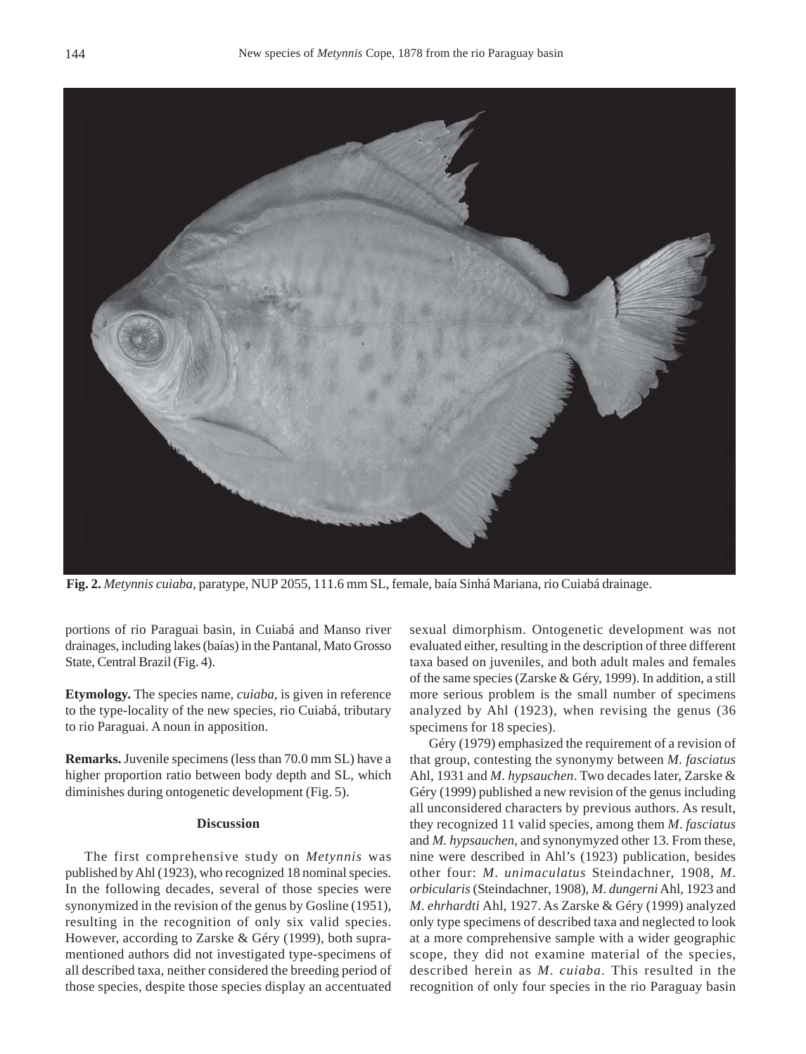**Fig. 2.** *Metynnis cuiaba*, paratype, NUP 2055, 111.6 mm SL, female, baía Sinhá Mariana, rio Cuiabá drainage.

portions of rio Paraguai basin, in Cuiabá and Manso river drainages, including lakes (baías) in the Pantanal, Mato Grosso State, Central Brazil (Fig. 4).

**Etymology.** The species name, *cuiaba*, is given in reference to the type-locality of the new species, rio Cuiabá, tributary to rio Paraguai. A noun in apposition.

**Remarks.** Juvenile specimens (less than 70.0 mm SL) have a higher proportion ratio between body depth and SL, which diminishes during ontogenetic development (Fig. 5).

## Discussion

The first comprehensive study on *Metynnis* was published by Ahl (1923), who recognized 18 nominal species. In the following decades, several of those species were synonymized in the revision of the genus by Gosline (1951), resulting in the recognition of only six valid species. However, according to Zarske & Géry (1999), both supra-mentioned authors did not investigated type-specimens of all described taxa, neither considered the breeding period of those species, despite those species display an accentuated sexual dimorphism. Ontogenetic development was not evaluated either, resulting in the description of three different taxa based on juveniles, and both adult males and females of the same species (Zarske & Géry, 1999). In addition, a still more serious problem is the small number of specimens analyzed by Ahl (1923), when revising the genus (36 specimens for 18 species).

Géry (1979) emphasized the requirement of a revision of that group, contesting the synonymy between *M. fasciatus* Ahl, 1931 and *M. hypsauchen*. Two decades later, Zarske & Géry (1999) published a new revision of the genus including all unconsidered characters by previous authors. As result, they recognized 11 valid species, among them *M. fasciatus* and *M. hypsauchen*, and synonymyzed other 13. From these, nine were described in Ahl's (1923) publication, besides other four: *M. unimaculatus* Steindachner, 1908, *M. orbicularis* (Steindachner, 1908), *M. dungerni* Ahl, 1923 and *M. ehrhardti* Ahl, 1927. As Zarske & Géry (1999) analyzed only type specimens of described taxa and neglected to look at a more comprehensive sample with a wider geographic scope, they did not examine material of the species, described herein as *M. cuiaba*. This resulted in the recognition of only four species in the rio Paraguay basin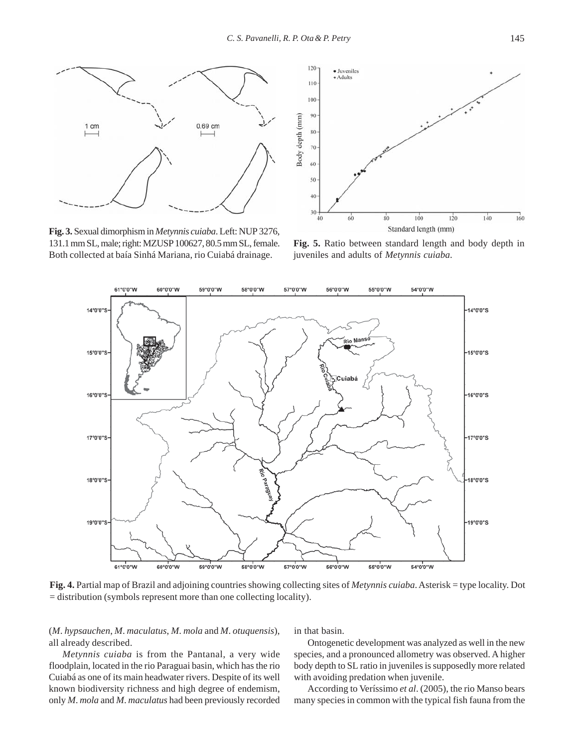**Fig. 3.** Sexual dimorphism in *Metynnis cuiaba*. Left: NUP 3276, 131.1 mm SL, male; right: MZUSP 100627, 80.5 mm SL, female. Both collected at baía Sinhá Mariana, rio Cuiabá drainage.

**Fig. 5.** Ratio between standard length and body depth in juveniles and adults of *Metynnis cuiaba*.

**Fig. 4.** Partial map of Brazil and adjoining countries showing collecting sites of *Metynnis cuiaba*. Asterisk = type locality. Dot = distribution (symbols represent more than one collecting locality).

(*M. hypsauchen*, *M. maculatus*, *M. mola* and *M. otuquensis*), all already described.

*Metynnis cuiaba* is from the Pantanal, a very wide floodplain, located in the rio Paraguai basin, which has the rio Cuiabá as one of its main headwater rivers. Despite of its well known biodiversity richness and high degree of endemism, only *M. mola* and *M. maculatus* had been previously recorded in that basin.

Ontogenetic development was analyzed as well in the new species, and a pronounced allometry was observed. A higher body depth to SL ratio in juveniles is supposedly more related with avoiding predation when juvenile.

According to Veríssimo *et al*. (2005), the rio Manso bears many species in common with the typical fish fauna from the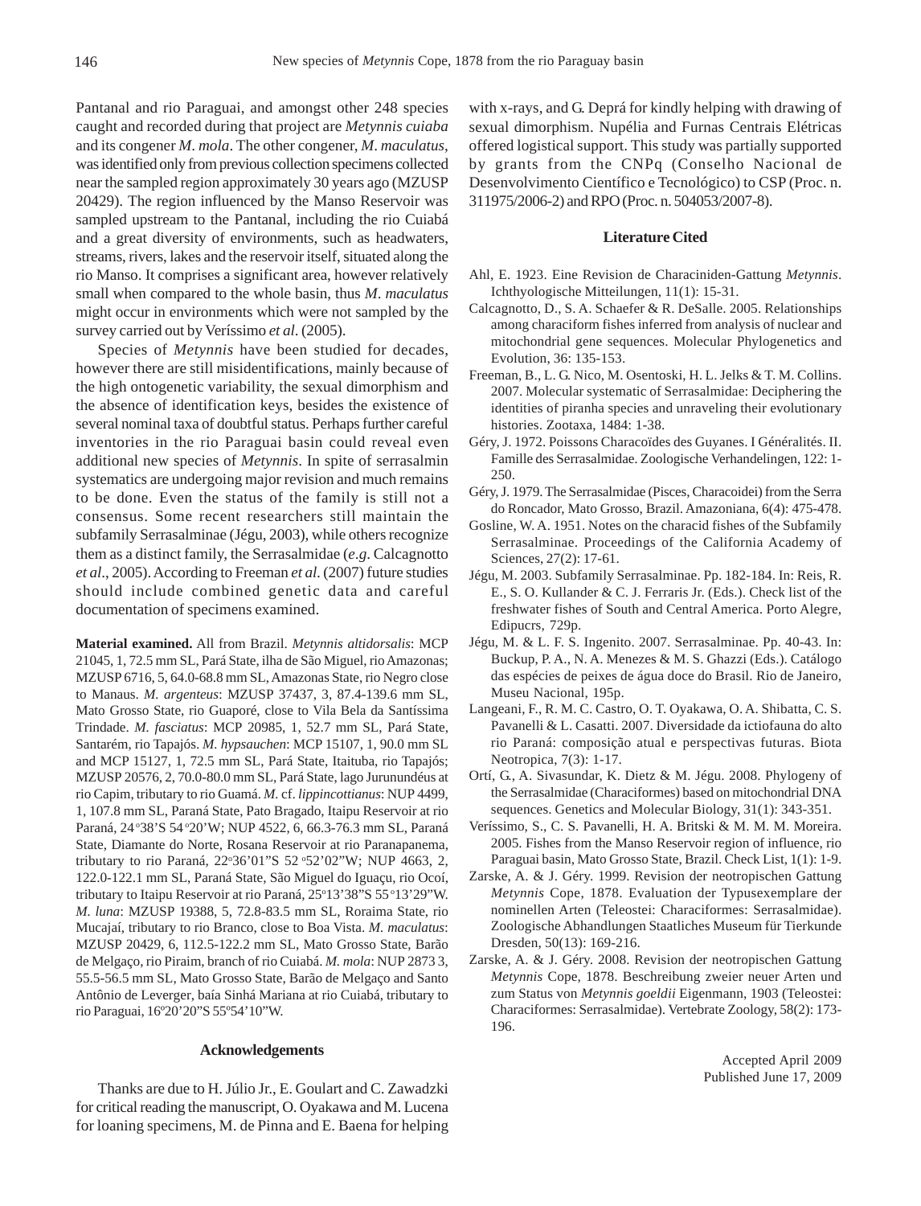Pantanal and rio Paraguai, and amongst other 248 species caught and recorded during that project are *Metynnis cuiaba* and its congener *M. mola*. The other congener, *M. maculatus*, was identified only from previous collection specimens collected near the sampled region approximately 30 years ago (MZUSP 20429). The region influenced by the Manso Reservoir was sampled upstream to the Pantanal, including the rio Cuiabá and a great diversity of environments, such as headwaters, streams, rivers, lakes and the reservoir itself, situated along the rio Manso. It comprises a significant area, however relatively small when compared to the whole basin, thus *M. maculatus* might occur in environments which were not sampled by the survey carried out by Veríssimo *et al*. (2005).

Species of *Metynnis* have been studied for decades, however there are still misidentifications, mainly because of the high ontogenetic variability, the sexual dimorphism and the absence of identification keys, besides the existence of several nominal taxa of doubtful status. Perhaps further careful inventories in the rio Paraguai basin could reveal even additional new species of *Metynnis*. In spite of serrasalmin systematics are undergoing major revision and much remains to be done. Even the status of the family is still not a consensus. Some recent researchers still maintain the subfamily Serrasalminae (Jégu, 2003), while others recognize them as a distinct family, the Serrasalmidae (*e.g*. Calcagnotto *et al*., 2005). According to Freeman *et al.* (2007) future studies should include combined genetic data and careful documentation of specimens examined.

**Material examined.** All from Brazil. *Metynnis altidorsalis*: MCP 21045, 1, 72.5 mm SL, Pará State, ilha de São Miguel, rio Amazonas; MZUSP 6716, 5, 64.0-68.8 mm SL, Amazonas State, rio Negro close to Manaus. *M. argenteus*: MZUSP 37437, 3, 87.4-139.6 mm SL, Mato Grosso State, rio Guaporé, close to Vila Bela da Santíssima Trindade. *M. fasciatus*: MCP 20985, 1, 52.7 mm SL, Pará State, Santarém, rio Tapajós. *M. hypsauchen*: MCP 15107, 1, 90.0 mm SL and MCP 15127, 1, 72.5 mm SL, Pará State, Itaituba, rio Tapajós; MZUSP 20576, 2, 70.0-80.0 mm SL, Pará State, lago Jurunundéus at rio Capim, tributary to rio Guamá. *M.* cf. *lippincottianus*: NUP 4499, 1, 107.8 mm SL, Paraná State, Pato Bragado, Itaipu Reservoir at rio Paraná, 24°38'S 54°20'W; NUP 4522, 6, 66.3-76.3 mm SL, Paraná State, Diamante do Norte, Rosana Reservoir at rio Paranapanema, tributary to rio Paraná, 22°36'01"S 52°52'02"W; NUP 4663, 2, 122.0-122.1 mm SL, Paraná State, São Miguel do Iguaçu, rio Ocoí, tributary to Itaipu Reservoir at rio Paraná, 25°13'38"S 55°13'29"W. *M. luna*: MZUSP 19388, 5, 72.8-83.5 mm SL, Roraima State, rio Mucajaí, tributary to rio Branco, close to Boa Vista. *M. maculatus*: MZUSP 20429, 6, 112.5-122.2 mm SL, Mato Grosso State, Barão de Melgaço, rio Piraim, branch of rio Cuiabá. *M. mola*: NUP 2873 3, 55.5-56.5 mm SL, Mato Grosso State, Barão de Melgaço and Santo Antônio de Leverger, baía Sinhá Mariana at rio Cuiabá, tributary to rio Paraguai, 16º20'20"S 55º54'10"W.

## Acknowledgements

Thanks are due to H. Júlio Jr., E. Goulart and C. Zawadzki for critical reading the manuscript, O. Oyakawa and M. Lucena for loaning specimens, M. de Pinna and E. Baena for helping with x-rays, and G. Deprá for kindly helping with drawing of sexual dimorphism. Nupélia and Furnas Centrais Elétricas offered logistical support. This study was partially supported by grants from the CNPq (Conselho Nacional de Desenvolvimento Científico e Tecnológico) to CSP (Proc. n. 311975/2006-2) and RPO (Proc. n. 504053/2007-8).

## Literature Cited

Ahl, E. 1923. Eine Revision de Characiniden-Gattung *Metynnis*. Ichthyologische Mitteilungen, 11(1): 15-31.

Calcagnotto, D., S. A. Schaefer & R. DeSalle. 2005. Relationships among characiform fishes inferred from analysis of nuclear and mitochondrial gene sequences. Molecular Phylogenetics and Evolution, 36: 135-153.

Freeman, B., L. G. Nico, M. Osentoski, H. L. Jelks & T. M. Collins. 2007. Molecular systematic of Serrasalmidae: Deciphering the identities of piranha species and unraveling their evolutionary histories. Zootaxa, 1484: 1-38.

Géry, J. 1972. Poissons Characoïdes des Guyanes. I Généralités. II. Famille des Serrasalmidae. Zoologische Verhandelingen, 122: 1-250.

Géry, J. 1979. The Serrasalmidae (Pisces, Characoidei) from the Serra do Roncador, Mato Grosso, Brazil. Amazoniana, 6(4): 475-478.

Gosline, W. A. 1951. Notes on the characid fishes of the Subfamily Serrasalminae. Proceedings of the California Academy of Sciences, 27(2): 17-61.

Jégu, M. 2003. Subfamily Serrasalminae. Pp. 182-184. In: Reis, R. E., S. O. Kullander & C. J. Ferraris Jr. (Eds.). Check list of the freshwater fishes of South and Central America. Porto Alegre, Edipucrs, 729p.

Jégu, M. & L. F. S. Ingenito. 2007. Serrasalminae. Pp. 40-43. In: Buckup, P. A., N. A. Menezes & M. S. Ghazzi (Eds.). Catálogo das espécies de peixes de água doce do Brasil. Rio de Janeiro, Museu Nacional, 195p.

Langeani, F., R. M. C. Castro, O. T. Oyakawa, O. A. Shibatta, C. S. Pavanelli & L. Casatti. 2007. Diversidade da ictiofauna do alto rio Paraná: composição atual e perspectivas futuras. Biota Neotropica, 7(3): 1-17.

Ortí, G., A. Sivasundar, K. Dietz & M. Jégu. 2008. Phylogeny of the Serrasalmidae (Characiformes) based on mitochondrial DNA sequences. Genetics and Molecular Biology, 31(1): 343-351.

Veríssimo, S., C. S. Pavanelli, H. A. Britski & M. M. M. Moreira. 2005. Fishes from the Manso Reservoir region of influence, rio Paraguai basin, Mato Grosso State, Brazil. Check List, 1(1): 1-9.

Zarske, A. & J. Géry. 1999. Revision der neotropischen Gattung *Metynnis* Cope, 1878. Evaluation der Typusexemplare der nominellen Arten (Teleostei: Characiformes: Serrasalmidae). Zoologische Abhandlungen Staatliches Museum für Tierkunde Dresden, 50(13): 169-216.

Zarske, A. & J. Géry. 2008. Revision der neotropischen Gattung *Metynnis* Cope, 1878. Beschreibung zweier neuer Arten und zum Status von *Metynnis goeldii* Eigenmann, 1903 (Teleostei: Characiformes: Serrasalmidae). Vertebrate Zoology, 58(2): 173-196.

Accepted April 2009
Published June 17, 2009